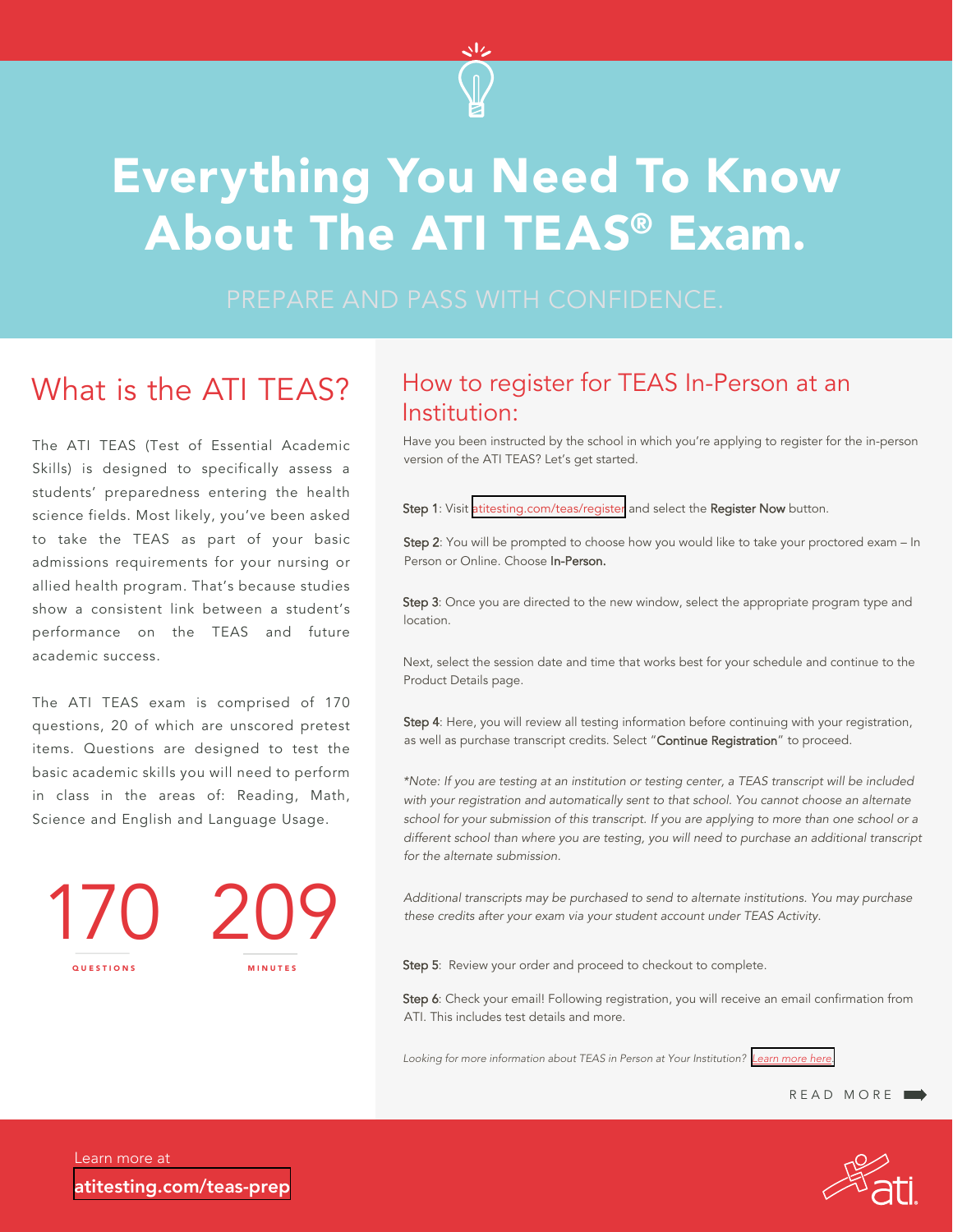# Everything You Need To Know About The ATI TEAS® Exam.

PREPARE AND PASS WITH CONFIDENCE.

## What is the ATI TEAS?

The ATI TEAS (Test of Essential Academic Skills) is designed to specifically assess a students' preparedness entering the health science fields. Most likely, you've been asked to take the TEAS as part of your basic admissions requirements for your nursing or allied health program. That's because studies show a consistent link between a student's performance on the TEAS and future academic success.

The ATI TEAS exam is comprised of 170 questions, 20 of which are unscored pretest items. Questions are designed to test the basic academic skills you will need to perform in class in the areas of: Reading, Math, Science and English and Language Usage.

**170** QUESTIONS

**209** MINUTES

## How to register for TEAS In-Person at an Institution:

Have you been instructed by the school in which you're applying to register for the in-person version of the ATI TEAS? Let's get started.

**Step 1**: Visit atitesting.com/teas/register and select the **Register Now** button.

**Step 2**: You will be prompted to choose how you would like to take your proctored exam – In Person or Online. Choose **In-Person.**

**Step 3**: Once you are directed to the new window, select the appropriate program type and location.

Next, select the session date and time that works best for your schedule and continue to the Product Details page.

**Step 4**: Here, you will review all testing information before continuing with your registration, as well as purchase transcript credits. Select "**Continue Registration**" to proceed.

*\*Note: If you are testing at an institution or testing center, a TEAS transcript will be included with your registration and automatically sent to that school. You cannot choose an alternate school for your submission of this transcript. If you are applying to more than one school or a different school than where you are testing, you will need to purchase an additional transcript for the alternate submission.*

*Additional transcripts may be purchased to send to alternate institutions. You may purchase these credits after your exam via your student account under TEAS Activity.*

**Step 5**: Review your order and proceed to checkout to complete.

**Step 6**: Check your email! Following registration, you will receive an email confirmation from ATI. This includes test details and more.

*Looking for more information about TEAS in Person at Your Institution? Learn more here.*

READ MORE

Learn more at
**atitesting.com/teas-prep**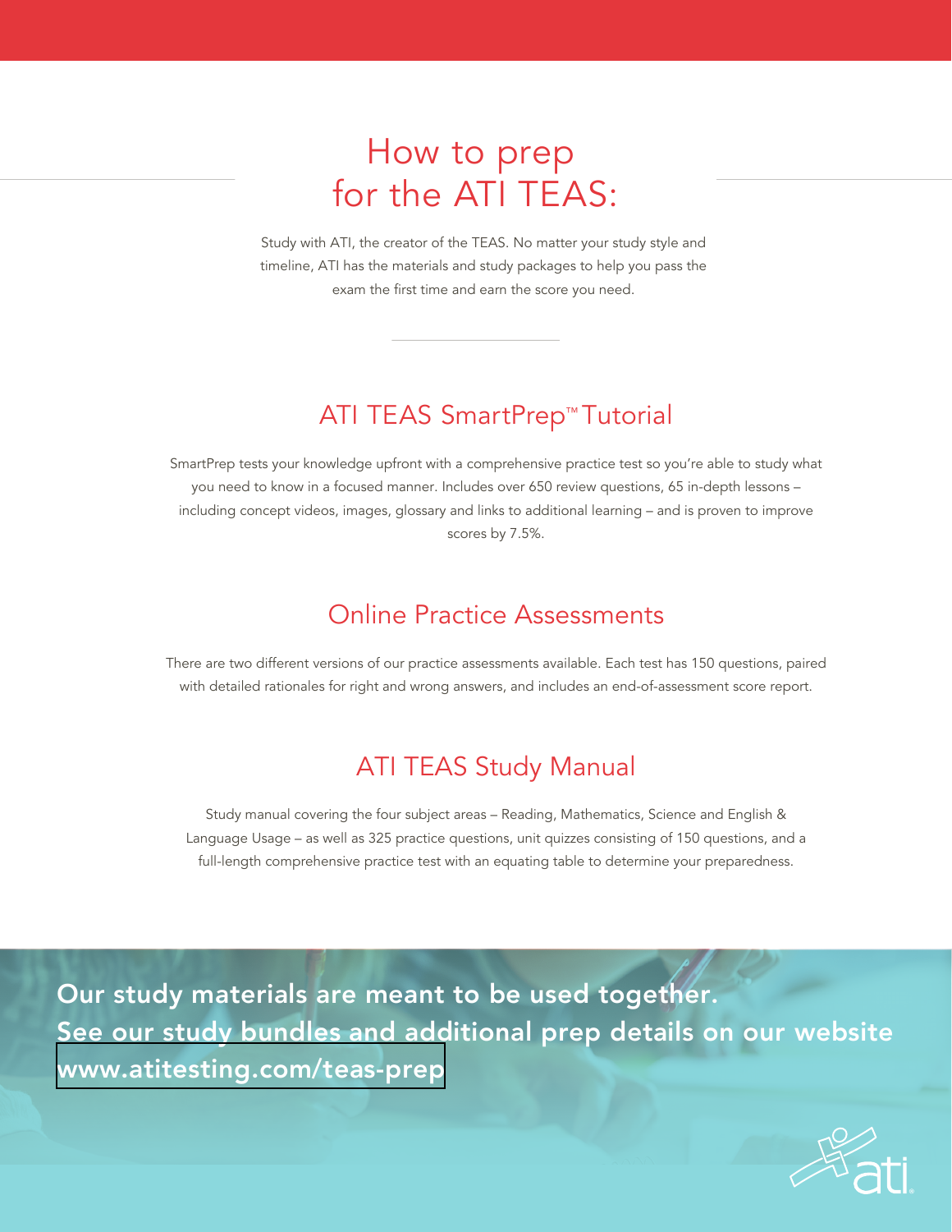# How to prep for the ATI TEAS:

Study with ATI, the creator of the TEAS. No matter your study style and timeline, ATI has the materials and study packages to help you pass the exam the first time and earn the score you need.

## ATI TEAS SmartPrep™ Tutorial

SmartPrep tests your knowledge upfront with a comprehensive practice test so you're able to study what you need to know in a focused manner. Includes over 650 review questions, 65 in-depth lessons – including concept videos, images, glossary and links to additional learning – and is proven to improve scores by 7.5%.

## Online Practice Assessments

There are two different versions of our practice assessments available. Each test has 150 questions, paired with detailed rationales for right and wrong answers, and includes an end-of-assessment score report.

## ATI TEAS Study Manual

Study manual covering the four subject areas – Reading, Mathematics, Science and English & Language Usage – as well as 325 practice questions, unit quizzes consisting of 150 questions, and a full-length comprehensive practice test with an equating table to determine your preparedness.

**Our study materials are meant to be used together. See our study bundles and additional prep details on our website www.atitesting.com/teas-prep**

ati